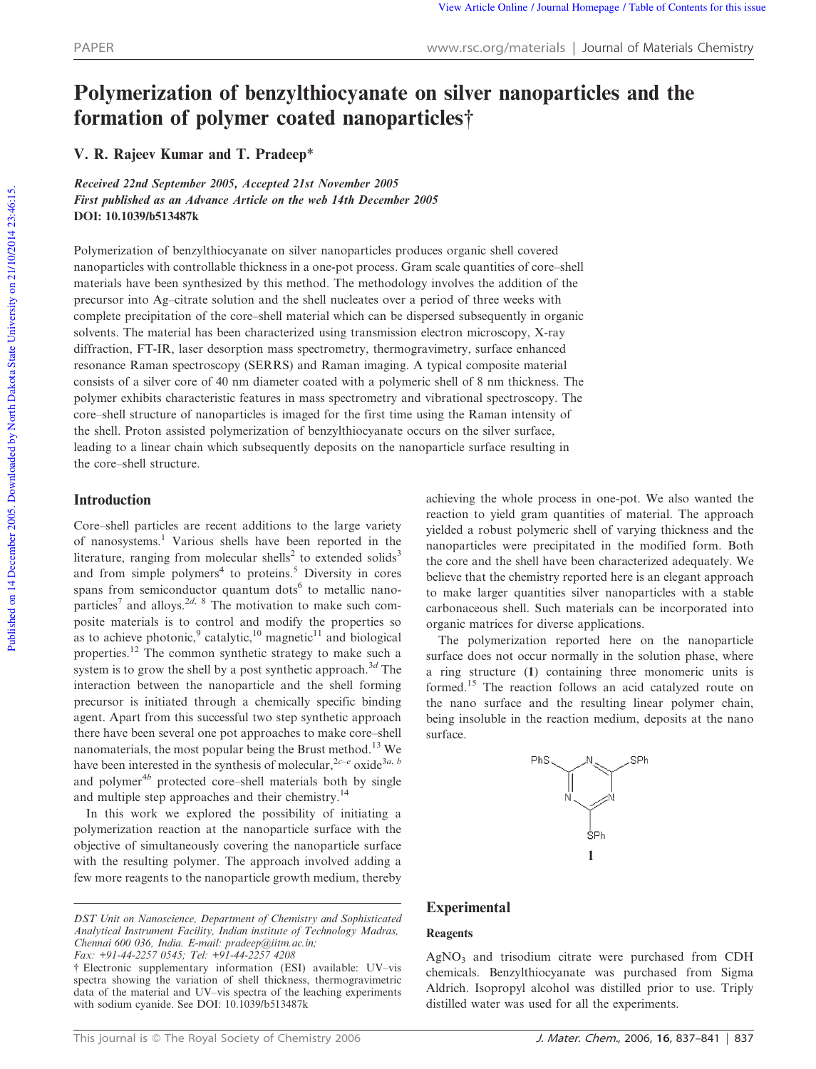# Polymerization of benzylthiocyanate on silver nanoparticles and the formation of polymer coated nanoparticles†

V. R. Rajeev Kumar and T. Pradeep*

*Received 22nd September 2005, Accepted 21st November 2005*
*First published as an Advance Article on the web 14th December 2005*
**DOI: 10.1039/b513487k**

Polymerization of benzylthiocyanate on silver nanoparticles produces organic shell covered nanoparticles with controllable thickness in a one-pot process. Gram scale quantities of core–shell materials have been synthesized by this method. The methodology involves the addition of the precursor into Ag–citrate solution and the shell nucleates over a period of three weeks with complete precipitation of the core–shell material which can be dispersed subsequently in organic solvents. The material has been characterized using transmission electron microscopy, X-ray diffraction, FT-IR, laser desorption mass spectrometry, thermogravimetry, surface enhanced resonance Raman spectroscopy (SERRS) and Raman imaging. A typical composite material consists of a silver core of 40 nm diameter coated with a polymeric shell of 8 nm thickness. The polymer exhibits characteristic features in mass spectrometry and vibrational spectroscopy. The core–shell structure of nanoparticles is imaged for the first time using the Raman intensity of the shell. Proton assisted polymerization of benzylthiocyanate occurs on the silver surface, leading to a linear chain which subsequently deposits on the nanoparticle surface resulting in the core–shell structure.

## Introduction

Core–shell particles are recent additions to the large variety of nanosystems.[1] Various shells have been reported in the literature, ranging from molecular shells[2] to extended solids[3] and from simple polymers[4] to proteins.[5] Diversity in cores spans from semiconductor quantum dots[6] to metallic nanoparticles[7] and alloys.[2d, 8] The motivation to make such composite materials is to control and modify the properties so as to achieve photonic,[9] catalytic,[10] magnetic[11] and biological properties.[12] The common synthetic strategy to make such a system is to grow the shell by a post synthetic approach.[3d] The interaction between the nanoparticle and the shell forming precursor is initiated through a chemically specific binding agent. Apart from this successful two step synthetic approach there have been several one pot approaches to make core–shell nanomaterials, the most popular being the Brust method.[13] We have been interested in the synthesis of molecular,[2c–e] oxide[3a, b] and polymer[4b] protected core–shell materials both by single and multiple step approaches and their chemistry.[14]

In this work we explored the possibility of initiating a polymerization reaction at the nanoparticle surface with the objective of simultaneously covering the nanoparticle surface with the resulting polymer. The approach involved adding a few more reagents to the nanoparticle growth medium, thereby achieving the whole process in one-pot. We also wanted the reaction to yield gram quantities of material. The approach yielded a robust polymeric shell of varying thickness and the nanoparticles were precipitated in the modified form. Both the core and the shell have been characterized adequately. We believe that the chemistry reported here is an elegant approach to make larger quantities silver nanoparticles with a stable carbonaceous shell. Such materials can be incorporated into organic matrices for diverse applications.

The polymerization reported here on the nanoparticle surface does not occur normally in the solution phase, where a ring structure (**1**) containing three monomeric units is formed.[15] The reaction follows an acid catalyzed route on the nano surface and the resulting linear polymer chain, being insoluble in the reaction medium, deposits at the nano surface.

**1**

## Experimental

### Reagents

$AgNO_3$ and trisodium citrate were purchased from CDH chemicals. Benzylthiocyanate was purchased from Sigma Aldrich. Isopropyl alcohol was distilled prior to use. Triply distilled water was used for all the experiments.

---

DST Unit on Nanoscience, Department of Chemistry and Sophisticated Analytical Instrument Facility, Indian institute of Technology Madras, Chennai 600 036, India. E-mail: pradeep@iitm.ac.in; Fax: +91-44-2257 0545; Tel: +91-44-2257 4208

† Electronic supplementary information (ESI) available: UV–vis spectra showing the variation of shell thickness, thermogravimetric data of the material and UV–vis spectra of the leaching experiments with sodium cyanide. See DOI: 10.1039/b513487k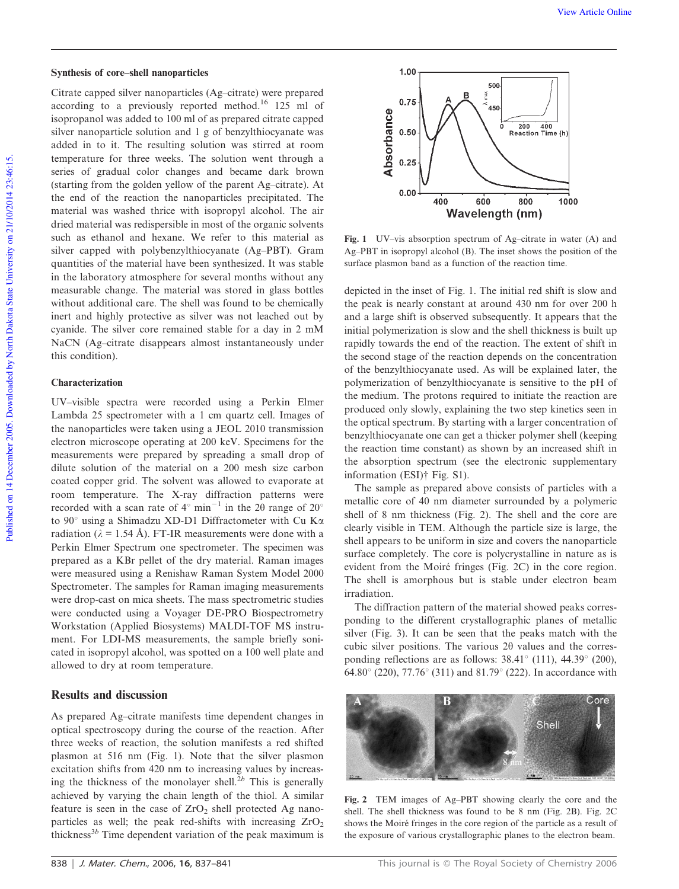### Synthesis of core–shell nanoparticles

Citrate capped silver nanoparticles (Ag–citrate) were prepared according to a previously reported method.[16] 125 ml of isopropanol was added to 100 ml of as prepared citrate capped silver nanoparticle solution and 1 g of benzylthiocyanate was added in to it. The resulting solution was stirred at room temperature for three weeks. The solution went through a series of gradual color changes and became dark brown (starting from the golden yellow of the parent Ag–citrate). At the end of the reaction the nanoparticles precipitated. The material was washed thrice with isopropyl alcohol. The air dried material was redispersible in most of the organic solvents such as ethanol and hexane. We refer to this material as silver capped with polybenzylthiocyanate (Ag–PBT). Gram quantities of the material have been synthesized. It was stable in the laboratory atmosphere for several months without any measurable change. The material was stored in glass bottles without additional care. The shell was found to be chemically inert and highly protective as silver was not leached out by cyanide. The silver core remained stable for a day in 2 mM NaCN (Ag–citrate disappears almost instantaneously under this condition).

### Characterization

UV–visible spectra were recorded using a Perkin Elmer Lambda 25 spectrometer with a 1 cm quartz cell. Images of the nanoparticles were taken using a JEOL 2010 transmission electron microscope operating at 200 keV. Specimens for the measurements were prepared by spreading a small drop of dilute solution of the material on a 200 mesh size carbon coated copper grid. The solvent was allowed to evaporate at room temperature. The X-ray diffraction patterns were recorded with a scan rate of 4° $min^{-1}$ in the 2θ range of 20° to 90° using a Shimadzu XD-D1 Diffractometer with Cu Kα radiation (λ = 1.54 Å). FT-IR measurements were done with a Perkin Elmer Spectrum one spectrometer. The specimen was prepared as a KBr pellet of the dry material. Raman images were measured using a Renishaw Raman System Model 2000 Spectrometer. The samples for Raman imaging measurements were drop-cast on mica sheets. The mass spectrometric studies were conducted using a Voyager DE-PRO Biospectrometry Workstation (Applied Biosystems) MALDI-TOF MS instrument. For LDI-MS measurements, the sample briefly sonicated in isopropyl alcohol, was spotted on a 100 well plate and allowed to dry at room temperature.

## Results and discussion

As prepared Ag–citrate manifests time dependent changes in optical spectroscopy during the course of the reaction. After three weeks of reaction, the solution manifests a red shifted plasmon at 516 nm (Fig. 1). Note that the silver plasmon excitation shifts from 420 nm to increasing values by increasing the thickness of the monolayer shell.[2b] This is generally achieved by varying the chain length of the thiol. A similar feature is seen in the case of $ZrO_2$ shell protected Ag nanoparticles as well; the peak red-shifts with increasing $ZrO_2$ thickness[3b] Time dependent variation of the peak maximum is depicted in the inset of Fig. 1. The initial red shift is slow and the peak is nearly constant at around 430 nm for over 200 h and a large shift is observed subsequently. It appears that the initial polymerization is slow and the shell thickness is built up rapidly towards the end of the reaction. The extent of shift in the second stage of the reaction depends on the concentration of the benzylthiocyanate used. As will be explained later, the polymerization of benzylthiocyanate is sensitive to the pH of the medium. The protons required to initiate the reaction are produced only slowly, explaining the two step kinetics seen in the optical spectrum. By starting with a larger concentration of benzylthiocyanate one can get a thicker polymer shell (keeping the reaction time constant) as shown by an increased shift in the absorption spectrum (see the electronic supplementary information (ESI)† Fig. S1).

Fig. 1 UV–vis absorption spectrum of Ag–citrate in water (A) and Ag–PBT in isopropyl alcohol (B). The inset shows the position of the surface plasmon band as a function of the reaction time.

The sample as prepared above consists of particles with a metallic core of 40 nm diameter surrounded by a polymeric shell of 8 nm thickness (Fig. 2). The shell and the core are clearly visible in TEM. Although the particle size is large, the shell appears to be uniform in size and covers the nanoparticle surface completely. The core is polycrystalline in nature as is evident from the Moiré fringes (Fig. 2C) in the core region. The shell is amorphous but is stable under electron beam irradiation.

The diffraction pattern of the material showed peaks corresponding to the different crystallographic planes of metallic silver (Fig. 3). It can be seen that the peaks match with the cubic silver positions. The various 2θ values and the corresponding reflections are as follows: 38.41° (111), 44.39° (200), 64.80° (220), 77.76° (311) and 81.79° (222). In accordance with

Fig. 2 TEM images of Ag–PBT showing clearly the core and the shell. The shell thickness was found to be 8 nm (Fig. 2B). Fig. 2C shows the Moiré fringes in the core region of the particle as a result of the exposure of various crystallographic planes to the electron beam.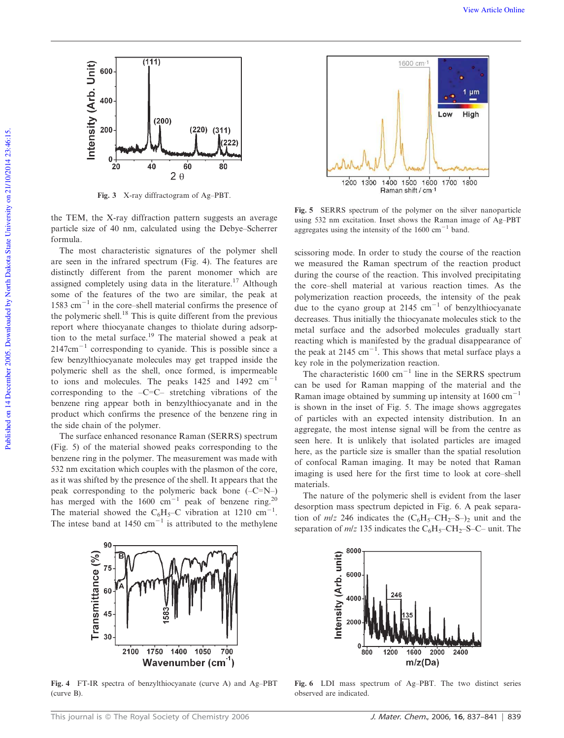Fig. 3 X-ray diffractogram of Ag–PBT.

the TEM, the X-ray diffraction pattern suggests an average particle size of 40 nm, calculated using the Debye–Scherrer formula.

The most characteristic signatures of the polymer shell are seen in the infrared spectrum (Fig. 4). The features are distinctly different from the parent monomer which are assigned completely using data in the literature.[17] Although some of the features of the two are similar, the peak at 1583 $cm^{-1}$ in the core–shell material confirms the presence of the polymeric shell.[18] This is quite different from the previous report where thiocyanate changes to thiolate during adsorption to the metal surface.[19] The material showed a peak at 2147$cm^{-1}$ corresponding to cyanide. This is possible since a few benzylthiocyanate molecules may get trapped inside the polymeric shell as the shell, once formed, is impermeable to ions and molecules. The peaks 1425 and 1492 $cm^{-1}$ corresponding to the –C=C– stretching vibrations of the benzene ring appear both in benzylthiocyanate and in the product which confirms the presence of the benzene ring in the side chain of the polymer.

The surface enhanced resonance Raman (SERRS) spectrum (Fig. 5) of the material showed peaks corresponding to the benzene ring in the polymer. The measurement was made with 532 nm excitation which couples with the plasmon of the core, as it was shifted by the presence of the shell. It appears that the peak corresponding to the polymeric back bone (–C=N–) has merged with the 1600 $cm^{-1}$ peak of benzene ring.[20] The material showed the $C_6H_5$–C vibration at 1210 $cm^{-1}$. The intese band at 1450 $cm^{-1}$ is attributed to the methylene scissoring mode. In order to study the course of the reaction we measured the Raman spectrum of the reaction product during the course of the reaction. This involved precipitating the core–shell material at various reaction times. As the polymerization reaction proceeds, the intensity of the peak due to the cyano group at 2145 $cm^{-1}$ of benzylthiocyanate decreases. Thus initially the thiocyanate molecules stick to the metal surface and the adsorbed molecules gradually start reacting which is manifested by the gradual disappearance of the peak at 2145 $cm^{-1}$. This shows that metal surface plays a key role in the polymerization reaction.

Fig. 5 SERRS spectrum of the polymer on the silver nanoparticle using 532 nm excitation. Inset shows the Raman image of Ag–PBT aggregates using the intensity of the 1600 $cm^{-1}$ band.

The characteristic 1600 $cm^{-1}$ line in the SERRS spectrum can be used for Raman mapping of the material and the Raman image obtained by summing up intensity at 1600 $cm^{-1}$ is shown in the inset of Fig. 5. The image shows aggregates of particles with an expected intensity distribution. In an aggregate, the most intense signal will be from the centre as seen here. It is unlikely that isolated particles are imaged here, as the particle size is smaller than the spatial resolution of confocal Raman imaging. It may be noted that Raman imaging is used here for the first time to look at core–shell materials.

The nature of the polymeric shell is evident from the laser desorption mass spectrum depicted in Fig. 6. A peak separation of *m*/*z* 246 indicates the $(C_6H_5–CH_2–S–)_2$ unit and the separation of *m*/*z* 135 indicates the $C_6H_5$–$CH_2$–S–C– unit. The

Fig. 4 FT-IR spectra of benzylthiocyanate (curve A) and Ag–PBT (curve B).

Fig. 6 LDI mass spectrum of Ag–PBT. The two distinct series observed are indicated.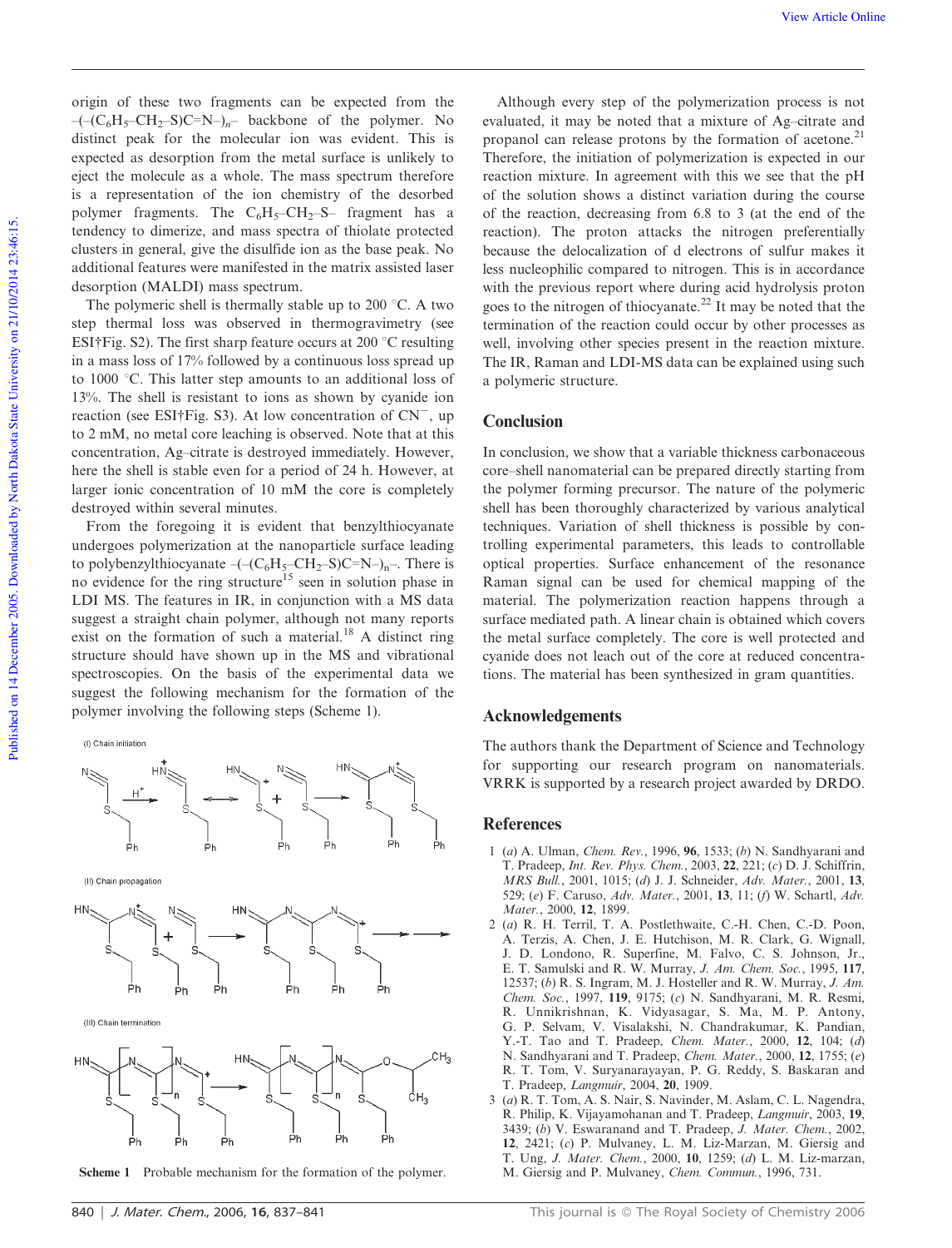origin of these two fragments can be expected from the –(–($C_6H_5$–$CH_2$–S)C=N–)$_n$– backbone of the polymer. No distinct peak for the molecular ion was evident. This is expected as desorption from the metal surface is unlikely to eject the molecule as a whole. The mass spectrum therefore is a representation of the ion chemistry of the desorbed polymer fragments. The $C_6H_5$–$CH_2$–S– fragment has a tendency to dimerize, and mass spectra of thiolate protected clusters in general, give the disulfide ion as the base peak. No additional features were manifested in the matrix assisted laser desorption (MALDI) mass spectrum.

The polymeric shell is thermally stable up to 200 °C. A two step thermal loss was observed in thermogravimetry (see ESI†Fig. S2). The first sharp feature occurs at 200 °C resulting in a mass loss of 17% followed by a continuous loss spread up to 1000 °C. This latter step amounts to an additional loss of 13%. The shell is resistant to ions as shown by cyanide ion reaction (see ESI†Fig. S3). At low concentration of $CN^-$, up to 2 mM, no metal core leaching is observed. Note that at this concentration, Ag–citrate is destroyed immediately. However, here the shell is stable even for a period of 24 h. However, at larger ionic concentration of 10 mM the core is completely destroyed within several minutes.

From the foregoing it is evident that benzylthiocyanate undergoes polymerization at the nanoparticle surface leading to polybenzylthiocyanate –(–($C_6H_5$–$CH_2$–S)C=N–)$_n$–. There is no evidence for the ring structure[15] seen in solution phase in LDI MS. The features in IR, in conjunction with a MS data suggest a straight chain polymer, although not many reports exist on the formation of such a material.[18] A distinct ring structure should have shown up in the MS and vibrational spectroscopies. On the basis of the experimental data we suggest the following mechanism for the formation of the polymer involving the following steps (Scheme 1).

Scheme 1 Probable mechanism for the formation of the polymer.

Although every step of the polymerization process is not evaluated, it may be noted that a mixture of Ag–citrate and propanol can release protons by the formation of acetone.[21] Therefore, the initiation of polymerization is expected in our reaction mixture. In agreement with this we see that the pH of the solution shows a distinct variation during the course of the reaction, decreasing from 6.8 to 3 (at the end of the reaction). The proton attacks the nitrogen preferentially because the delocalization of d electrons of sulfur makes it less nucleophilic compared to nitrogen. This is in accordance with the previous report where during acid hydrolysis proton goes to the nitrogen of thiocyanate.[22] It may be noted that the termination of the reaction could occur by other processes as well, involving other species present in the reaction mixture. The IR, Raman and LDI-MS data can be explained using such a polymeric structure.

## Conclusion

In conclusion, we show that a variable thickness carbonaceous core–shell nanomaterial can be prepared directly starting from the polymer forming precursor. The nature of the polymeric shell has been thoroughly characterized by various analytical techniques. Variation of shell thickness is possible by controlling experimental parameters, this leads to controllable optical properties. Surface enhancement of the resonance Raman signal can be used for chemical mapping of the material. The polymerization reaction happens through a surface mediated path. A linear chain is obtained which covers the metal surface completely. The core is well protected and cyanide does not leach out of the core at reduced concentrations. The material has been synthesized in gram quantities.

## Acknowledgements

The authors thank the Department of Science and Technology for supporting our research program on nanomaterials. VRRK is supported by a research project awarded by DRDO.

## References

1 (*a*) A. Ulman, *Chem. Rev.*, 1996, **96**, 1533; (*b*) N. Sandhyarani and T. Pradeep, *Int. Rev. Phys. Chem.*, 2003, **22**, 221; (*c*) D. J. Schiffrin, *MRS Bull.*, 2001, 1015; (*d*) J. J. Schneider, *Adv. Mater.*, 2001, **13**, 529; (*e*) F. Caruso, *Adv. Mater.*, 2001, **13**, 11; (*f*) W. Schartl, *Adv. Mater.*, 2000, **12**, 1899.

2 (*a*) R. H. Terril, T. A. Postlethwaite, C.-H. Chen, C.-D. Poon, A. Terzis, A. Chen, J. E. Hutchison, M. R. Clark, G. Wignall, J. D. Londono, R. Superfine, M. Falvo, C. S. Johnson, Jr., E. T. Samulski and R. W. Murray, *J. Am. Chem. Soc.*, 1995, **117**, 12537; (*b*) R. S. Ingram, M. J. Hosteller and R. W. Murray, *J. Am. Chem. Soc.*, 1997, **119**, 9175; (*c*) N. Sandhyarani, M. R. Resmi, R. Unnikrishnan, K. Vidyasagar, S. Ma, M. P. Antony, G. P. Selvam, V. Visalakshi, N. Chandrakumar, K. Pandian, Y.-T. Tao and T. Pradeep, *Chem. Mater.*, 2000, **12**, 104; (*d*) N. Sandhyarani and T. Pradeep, *Chem. Mater.*, 2000, **12**, 1755; (*e*) R. T. Tom, V. Suryanarayayan, P. G. Reddy, S. Baskaran and T. Pradeep, *Langmuir*, 2004, **20**, 1909.

3 (*a*) R. T. Tom, A. S. Nair, S. Navinder, M. Aslam, C. L. Nagendra, R. Philip, K. Vijayamohanan and T. Pradeep, *Langmuir*, 2003, **19**, 3439; (*b*) V. Eswaranand and T. Pradeep, *J. Mater. Chem.*, 2002, **12**, 2421; (*c*) P. Mulvaney, L. M. Liz-Marzan, M. Giersig and T. Ung, *J. Mater. Chem.*, 2000, **10**, 1259; (*d*) L. M. Liz-marzan, M. Giersig and P. Mulvaney, *Chem. Commun.*, 1996, 731.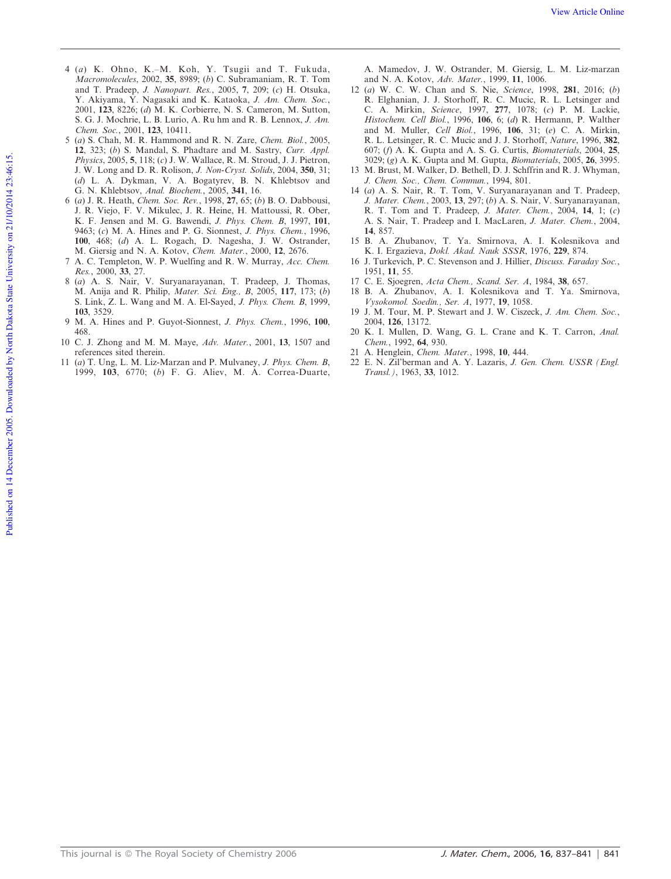4 (*a*) K. Ohno, K.–M. Koh, Y. Tsugii and T. Fukuda, *Macromolecules*, 2002, **35**, 8989; (*b*) C. Subramaniam, R. T. Tom and T. Pradeep, *J. Nanopart. Res.*, 2005, **7**, 209; (*c*) H. Otsuka, Y. Akiyama, Y. Nagasaki and K. Kataoka, *J. Am. Chem. Soc.*, 2001, **123**, 8226; (*d*) M. K. Corbierre, N. S. Cameron, M. Sutton, S. G. J. Mochrie, L. B. Lurio, A. Ru hm and R. B. Lennox, *J. Am. Chem. Soc.*, 2001, **123**, 10411.

5 (*a*) S. Chah, M. R. Hammond and R. N. Zare, *Chem. Biol.*, 2005, **12**, 323; (*b*) S. Mandal, S. Phadtare and M. Sastry, *Curr. Appl. Physics*, 2005, **5**, 118; (*c*) J. W. Wallace, R. M. Stroud, J. J. Pietron, J. W. Long and D. R. Rolison, *J. Non-Cryst. Solids*, 2004, **350**, 31; (*d*) L. A. Dykman, V. A. Bogatyrev, B. N. Khlebtsov and G. N. Khlebtsov, *Anal. Biochem.*, 2005, **341**, 16.

6 (*a*) J. R. Heath, *Chem. Soc. Rev.*, 1998, **27**, 65; (*b*) B. O. Dabbousi, J. R. Viejo, F. V. Mikulec, J. R. Heine, H. Mattoussi, R. Ober, K. F. Jensen and M. G. Bawendi, *J. Phys. Chem. B*, 1997, **101**, 9463; (*c*) M. A. Hines and P. G. Sionnest, *J. Phys. Chem.*, 1996, **100**, 468; (*d*) A. L. Rogach, D. Nagesha, J. W. Ostrander, M. Giersig and N. A. Kotov, *Chem. Mater.*, 2000, **12**, 2676.

7 A. C. Templeton, W. P. Wuelfing and R. W. Murray, *Acc. Chem. Res.*, 2000, **33**, 27.

8 (*a*) A. S. Nair, V. Suryanarayanan, T. Pradeep, J. Thomas, M. Anija and R. Philip, *Mater. Sci. Eng., B*, 2005, **117**, 173; (*b*) S. Link, Z. L. Wang and M. A. El-Sayed, *J. Phys. Chem. B*, 1999, **103**, 3529.

9 M. A. Hines and P. Guyot-Sionnest, *J. Phys. Chem.*, 1996, **100**, 468.

10 C. J. Zhong and M. M. Maye, *Adv. Mater.*, 2001, **13**, 1507 and references sited therein.

11 (*a*) T. Ung, L. M. Liz-Marzan and P. Mulvaney, *J. Phys. Chem. B*, 1999, **103**, 6770; (*b*) F. G. Aliev, M. A. Correa-Duarte, A. Mamedov, J. W. Ostrander, M. Giersig, L. M. Liz-marzan and N. A. Kotov, *Adv. Mater.*, 1999, **11**, 1006.

12 (*a*) W. C. W. Chan and S. Nie, *Science*, 1998, **281**, 2016; (*b*) R. Elghanian, J. J. Storhoff, R. C. Mucic, R. L. Letsinger and C. A. Mirkin, *Science*, 1997, **277**, 1078; (*c*) P. M. Lackie, *Histochem. Cell Biol.*, 1996, **106**, 6; (*d*) R. Hermann, P. Walther and M. Muller, *Cell Biol.*, 1996, **106**, 31; (*e*) C. A. Mirkin, R. L. Letsinger, R. C. Mucic and J. J. Storhoff, *Nature*, 1996, **382**, 607; (*f*) A. K. Gupta and A. S. G. Curtis, *Biomaterials*, 2004, **25**, 3029; (*g*) A. K. Gupta and M. Gupta, *Biomaterials*, 2005, **26**, 3995.

13 M. Brust, M. Walker, D. Bethell, D. J. Schffrin and R. J. Whyman, *J. Chem. Soc., Chem. Commun.*, 1994, 801.

14 (*a*) A. S. Nair, R. T. Tom, V. Suryanarayanan and T. Pradeep, *J. Mater. Chem.*, 2003, **13**, 297; (*b*) A. S. Nair, V. Suryanarayanan, R. T. Tom and T. Pradeep, *J. Mater. Chem.*, 2004, **14**, 1; (*c*) A. S. Nair, T. Pradeep and I. MacLaren, *J. Mater. Chem.*, 2004, **14**, 857.

15 B. A. Zhubanov, T. Ya. Smirnova, A. I. Kolesnikova and K. I. Ergazieva, *Dokl. Akad. Nauk SSSR*, 1976, **229**, 874.

16 J. Turkevich, P. C. Stevenson and J. Hillier, *Discuss. Faraday Soc.*, 1951, **11**, 55.

17 C. E. Sjoegren, *Acta Chem., Scand. Ser. A*, 1984, **38**, 657.

18 B. A. Zhubanov, A. I. Kolesnikova and T. Ya. Smirnova, *Vysokomol. Soedin., Ser. A*, 1977, **19**, 1058.

19 J. M. Tour, M. P. Stewart and J. W. Ciszeck, *J. Am. Chem. Soc.*, 2004, **126**, 13172.

20 K. I. Mullen, D. Wang, G. L. Crane and K. T. Carron, *Anal. Chem.*, 1992, **64**, 930.

21 A. Henglein, *Chem. Mater.*, 1998, **10**, 444.

22 E. N. Zil'berman and A. Y. Lazaris, *J. Gen. Chem. USSR (Engl. Transl.)*, 1963, **33**, 1012.